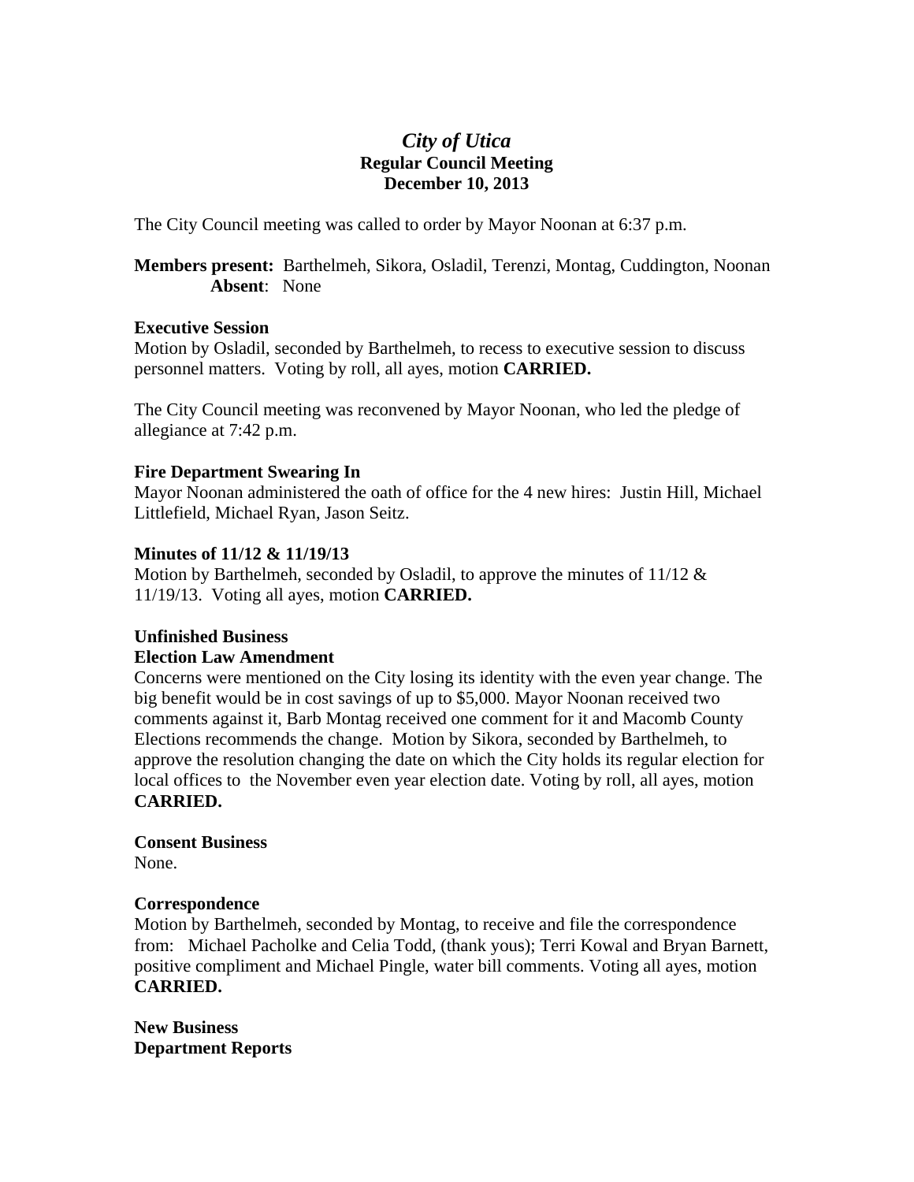# *City of Utica*
## Regular Council Meeting
## December 10, 2013

The City Council meeting was called to order by Mayor Noonan at 6:37 p.m.

**Members present:** Barthelmeh, Sikora, Osladil, Terenzi, Montag, Cuddington, Noonan
**Absent**: None

**Executive Session**
Motion by Osladil, seconded by Barthelmeh, to recess to executive session to discuss personnel matters. Voting by roll, all ayes, motion **CARRIED.**

The City Council meeting was reconvened by Mayor Noonan, who led the pledge of allegiance at 7:42 p.m.

**Fire Department Swearing In**
Mayor Noonan administered the oath of office for the 4 new hires: Justin Hill, Michael Littlefield, Michael Ryan, Jason Seitz.

**Minutes of 11/12 & 11/19/13**
Motion by Barthelmeh, seconded by Osladil, to approve the minutes of 11/12 & 11/19/13. Voting all ayes, motion **CARRIED.**

**Unfinished Business**
**Election Law Amendment**
Concerns were mentioned on the City losing its identity with the even year change. The big benefit would be in cost savings of up to $5,000. Mayor Noonan received two comments against it, Barb Montag received one comment for it and Macomb County Elections recommends the change. Motion by Sikora, seconded by Barthelmeh, to approve the resolution changing the date on which the City holds its regular election for local offices to the November even year election date. Voting by roll, all ayes, motion **CARRIED.**

**Consent Business**
None.

**Correspondence**
Motion by Barthelmeh, seconded by Montag, to receive and file the correspondence from: Michael Pacholke and Celia Todd, (thank yous); Terri Kowal and Bryan Barnett, positive compliment and Michael Pingle, water bill comments. Voting all ayes, motion **CARRIED.**

**New Business**
**Department Reports**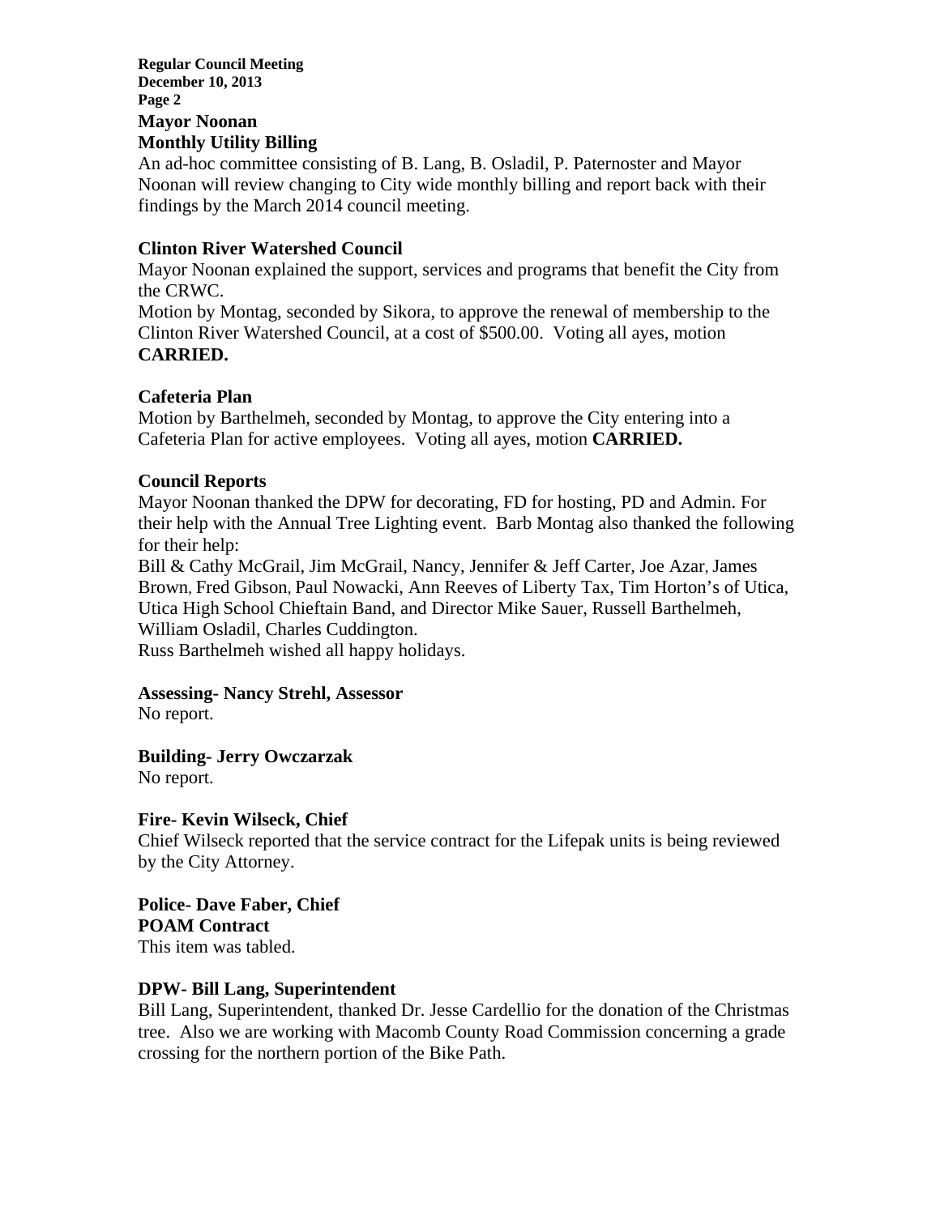**Mayor Noonan**
**Monthly Utility Billing**
An ad-hoc committee consisting of B. Lang, B. Osladil, P. Paternoster and Mayor Noonan will review changing to City wide monthly billing and report back with their findings by the March 2014 council meeting.

**Clinton River Watershed Council**
Mayor Noonan explained the support, services and programs that benefit the City from the CRWC.
Motion by Montag, seconded by Sikora, to approve the renewal of membership to the Clinton River Watershed Council, at a cost of $500.00. Voting all ayes, motion **CARRIED.**

**Cafeteria Plan**
Motion by Barthelmeh, seconded by Montag, to approve the City entering into a Cafeteria Plan for active employees. Voting all ayes, motion **CARRIED.**

**Council Reports**
Mayor Noonan thanked the DPW for decorating, FD for hosting, PD and Admin. For their help with the Annual Tree Lighting event. Barb Montag also thanked the following for their help:
Bill & Cathy McGrail, Jim McGrail, Nancy, Jennifer & Jeff Carter, Joe Azar, James Brown, Fred Gibson, Paul Nowacki, Ann Reeves of Liberty Tax, Tim Horton's of Utica, Utica High School Chieftain Band, and Director Mike Sauer, Russell Barthelmeh, William Osladil, Charles Cuddington.
Russ Barthelmeh wished all happy holidays.

**Assessing- Nancy Strehl, Assessor**
No report.

**Building- Jerry Owczarzak**
No report.

**Fire- Kevin Wilseck, Chief**
Chief Wilseck reported that the service contract for the Lifepak units is being reviewed by the City Attorney.

**Police- Dave Faber, Chief**
**POAM Contract**
This item was tabled.

**DPW- Bill Lang, Superintendent**
Bill Lang, Superintendent, thanked Dr. Jesse Cardellio for the donation of the Christmas tree. Also we are working with Macomb County Road Commission concerning a grade crossing for the northern portion of the Bike Path.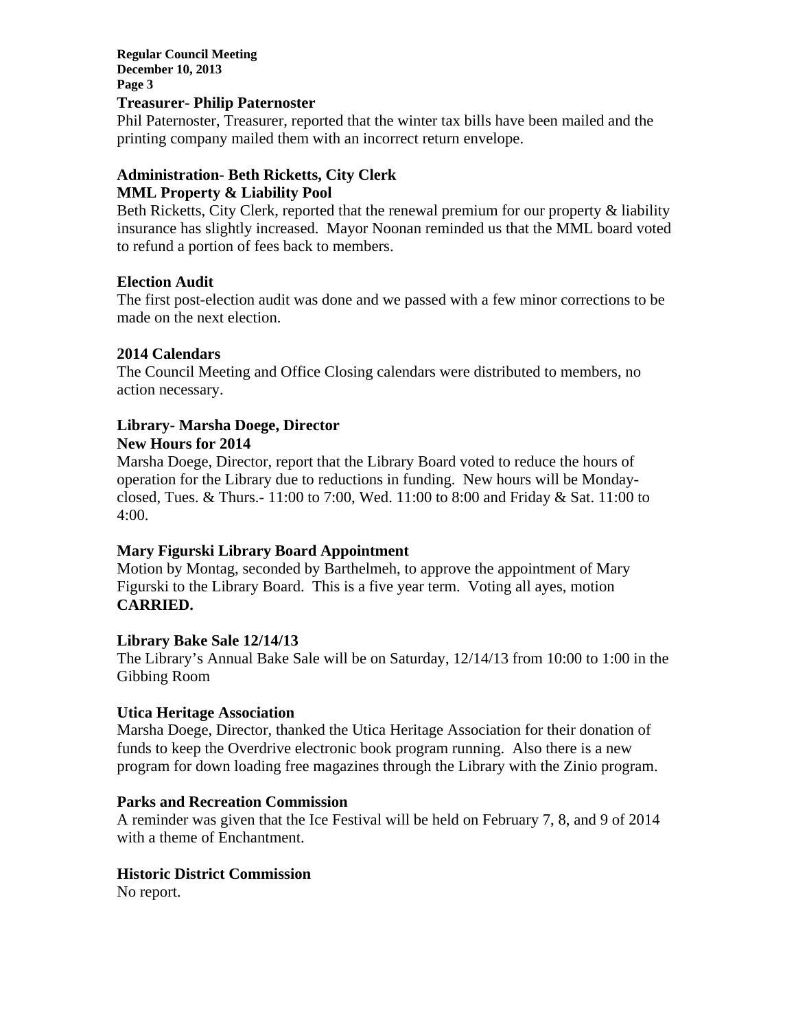**Treasurer- Philip Paternoster**

Phil Paternoster, Treasurer, reported that the winter tax bills have been mailed and the printing company mailed them with an incorrect return envelope.

**Administration- Beth Ricketts, City Clerk**

**MML Property & Liability Pool**

Beth Ricketts, City Clerk, reported that the renewal premium for our property & liability insurance has slightly increased. Mayor Noonan reminded us that the MML board voted to refund a portion of fees back to members.

**Election Audit**

The first post-election audit was done and we passed with a few minor corrections to be made on the next election.

**2014 Calendars**

The Council Meeting and Office Closing calendars were distributed to members, no action necessary.

**Library- Marsha Doege, Director**

**New Hours for 2014**

Marsha Doege, Director, report that the Library Board voted to reduce the hours of operation for the Library due to reductions in funding. New hours will be Monday-closed, Tues. & Thurs.- 11:00 to 7:00, Wed. 11:00 to 8:00 and Friday & Sat. 11:00 to 4:00.

**Mary Figurski Library Board Appointment**

Motion by Montag, seconded by Barthelmeh, to approve the appointment of Mary Figurski to the Library Board. This is a five year term. Voting all ayes, motion **CARRIED.**

**Library Bake Sale 12/14/13**

The Library's Annual Bake Sale will be on Saturday, 12/14/13 from 10:00 to 1:00 in the Gibbing Room

**Utica Heritage Association**

Marsha Doege, Director, thanked the Utica Heritage Association for their donation of funds to keep the Overdrive electronic book program running. Also there is a new program for down loading free magazines through the Library with the Zinio program.

**Parks and Recreation Commission**

A reminder was given that the Ice Festival will be held on February 7, 8, and 9 of 2014 with a theme of Enchantment.

**Historic District Commission**

No report.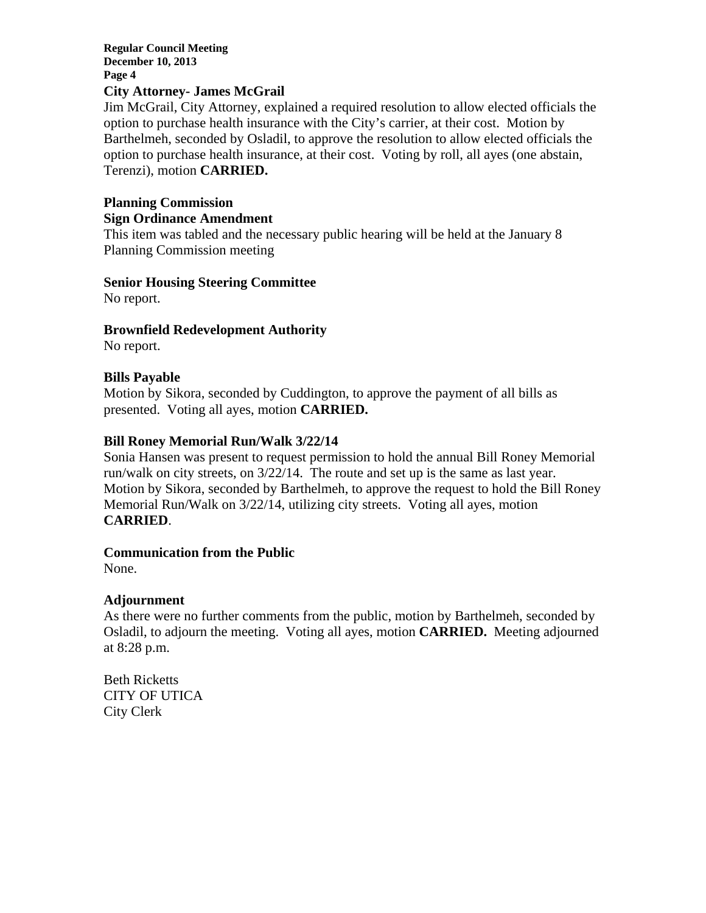**City Attorney- James McGrail**

Jim McGrail, City Attorney, explained a required resolution to allow elected officials the option to purchase health insurance with the City's carrier, at their cost. Motion by Barthelmeh, seconded by Osladil, to approve the resolution to allow elected officials the option to purchase health insurance, at their cost. Voting by roll, all ayes (one abstain, Terenzi), motion **CARRIED.**

**Planning Commission**

**Sign Ordinance Amendment**

This item was tabled and the necessary public hearing will be held at the January 8 Planning Commission meeting

**Senior Housing Steering Committee**

No report.

**Brownfield Redevelopment Authority**

No report.

**Bills Payable**

Motion by Sikora, seconded by Cuddington, to approve the payment of all bills as presented. Voting all ayes, motion **CARRIED.**

**Bill Roney Memorial Run/Walk 3/22/14**

Sonia Hansen was present to request permission to hold the annual Bill Roney Memorial run/walk on city streets, on 3/22/14. The route and set up is the same as last year. Motion by Sikora, seconded by Barthelmeh, to approve the request to hold the Bill Roney Memorial Run/Walk on 3/22/14, utilizing city streets. Voting all ayes, motion **CARRIED**.

**Communication from the Public**

None.

**Adjournment**

As there were no further comments from the public, motion by Barthelmeh, seconded by Osladil, to adjourn the meeting. Voting all ayes, motion **CARRIED.** Meeting adjourned at 8:28 p.m.

Beth Ricketts
CITY OF UTICA
City Clerk